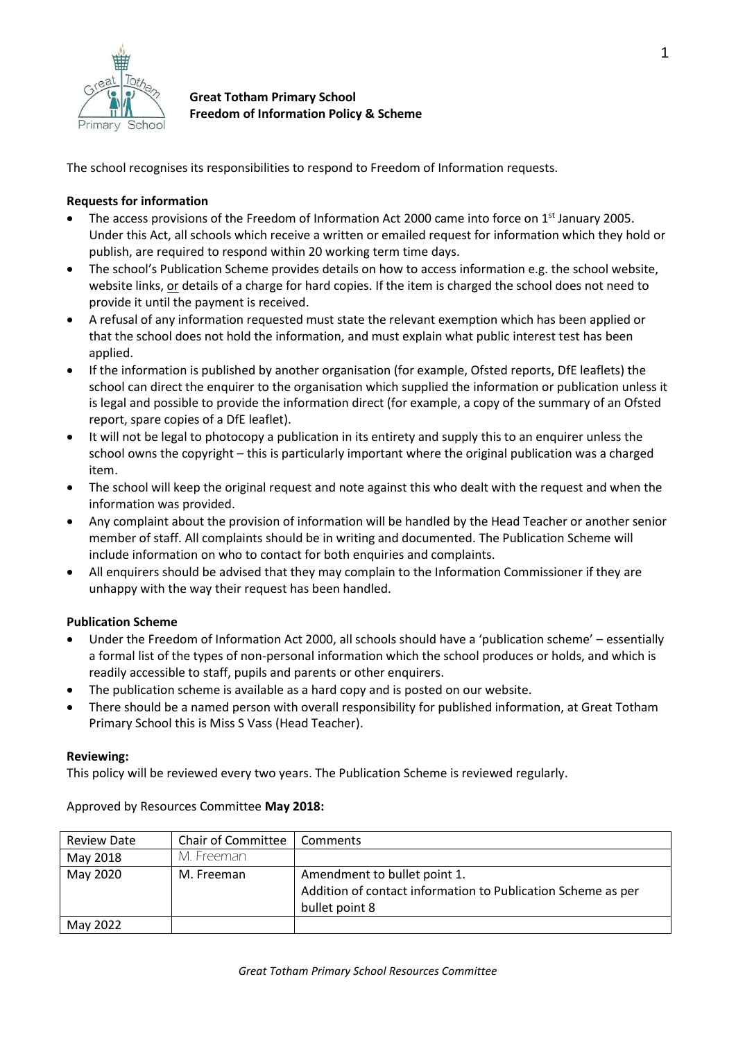**Great Totham Primary School**
**Freedom of Information Policy & Scheme**

The school recognises its responsibilities to respond to Freedom of Information requests.

**Requests for information**

- The access provisions of the Freedom of Information Act 2000 came into force on 1st January 2005. Under this Act, all schools which receive a written or emailed request for information which they hold or publish, are required to respond within 20 working term time days.
- The school's Publication Scheme provides details on how to access information e.g. the school website, website links, or details of a charge for hard copies. If the item is charged the school does not need to provide it until the payment is received.
- A refusal of any information requested must state the relevant exemption which has been applied or that the school does not hold the information, and must explain what public interest test has been applied.
- If the information is published by another organisation (for example, Ofsted reports, DfE leaflets) the school can direct the enquirer to the organisation which supplied the information or publication unless it is legal and possible to provide the information direct (for example, a copy of the summary of an Ofsted report, spare copies of a DfE leaflet).
- It will not be legal to photocopy a publication in its entirety and supply this to an enquirer unless the school owns the copyright – this is particularly important where the original publication was a charged item.
- The school will keep the original request and note against this who dealt with the request and when the information was provided.
- Any complaint about the provision of information will be handled by the Head Teacher or another senior member of staff. All complaints should be in writing and documented. The Publication Scheme will include information on who to contact for both enquiries and complaints.
- All enquirers should be advised that they may complain to the Information Commissioner if they are unhappy with the way their request has been handled.

**Publication Scheme**

- Under the Freedom of Information Act 2000, all schools should have a 'publication scheme' – essentially a formal list of the types of non-personal information which the school produces or holds, and which is readily accessible to staff, pupils and parents or other enquirers.
- The publication scheme is available as a hard copy and is posted on our website.
- There should be a named person with overall responsibility for published information, at Great Totham Primary School this is Miss S Vass (Head Teacher).

**Reviewing:**

This policy will be reviewed every two years. The Publication Scheme is reviewed regularly.

Approved by Resources Committee **May 2018:**

| Review Date | Chair of Committee | Comments |
|---|---|---|
| May 2018 | M. Freeman | |
| May 2020 | M. Freeman | Amendment to bullet point 1.<br>Addition of contact information to Publication Scheme as per bullet point 8 |
| May 2022 | | |

*Great Totham Primary School Resources Committee*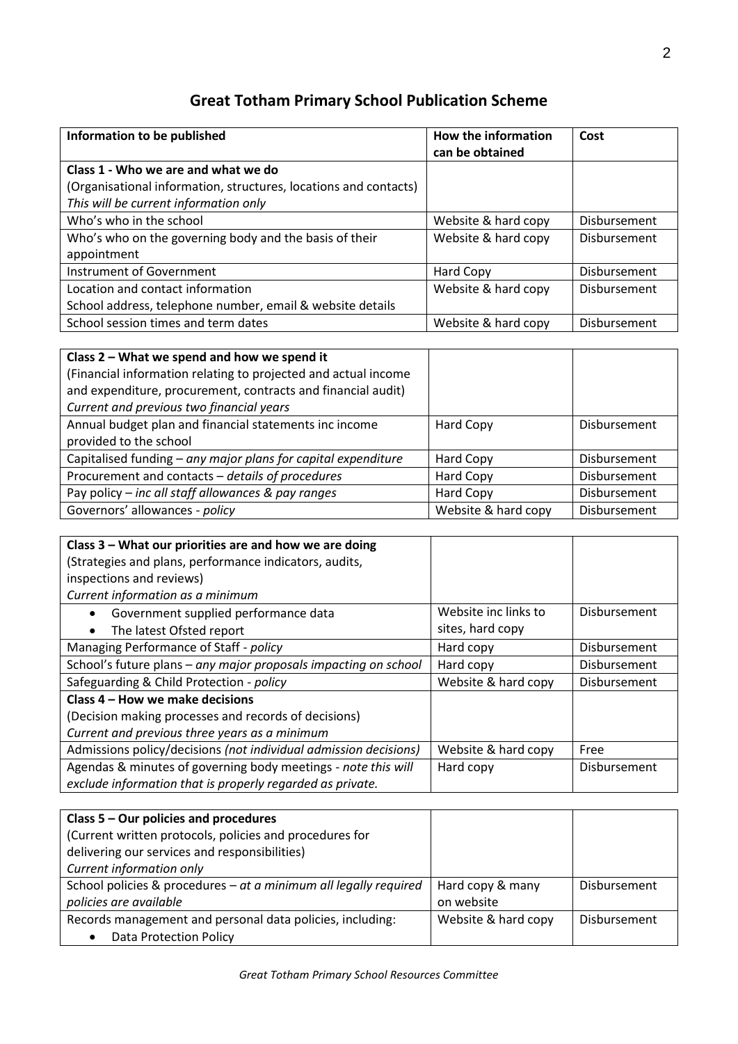# Great Totham Primary School Publication Scheme

| Information to be published | How the information can be obtained | Cost |
|---|---|---|
| **Class 1 - Who we are and what we do**<br>(Organisational information, structures, locations and contacts)<br>*This will be current information only* | | |
| Who's who in the school | Website & hard copy | Disbursement |
| Who's who on the governing body and the basis of their appointment | Website & hard copy | Disbursement |
| Instrument of Government | Hard Copy | Disbursement |
| Location and contact information<br>School address, telephone number, email & website details | Website & hard copy | Disbursement |
| School session times and term dates | Website & hard copy | Disbursement |

| | | |
|---|---|---|
| **Class 2 – What we spend and how we spend it**<br>(Financial information relating to projected and actual income and expenditure, procurement, contracts and financial audit)<br>*Current and previous two financial years* | | |
| Annual budget plan and financial statements inc income provided to the school | Hard Copy | Disbursement |
| Capitalised funding – *any major plans for capital expenditure* | Hard Copy | Disbursement |
| Procurement and contacts – *details of procedures* | Hard Copy | Disbursement |
| Pay policy – *inc all staff allowances & pay ranges* | Hard Copy | Disbursement |
| Governors' allowances - *policy* | Website & hard copy | Disbursement |

| | | |
|---|---|---|
| **Class 3 – What our priorities are and how we are doing**<br>(Strategies and plans, performance indicators, audits, inspections and reviews)<br>*Current information as a minimum* | | |
| • Government supplied performance data<br>• The latest Ofsted report | Website inc links to sites, hard copy | Disbursement |
| Managing Performance of Staff - *policy* | Hard copy | Disbursement |
| School's future plans – *any major proposals impacting on school* | Hard copy | Disbursement |
| Safeguarding & Child Protection - *policy* | Website & hard copy | Disbursement |
| **Class 4 – How we make decisions**<br>(Decision making processes and records of decisions)<br>*Current and previous three years as a minimum* | | |
| Admissions policy/decisions *(not individual admission decisions)* | Website & hard copy | Free |
| Agendas & minutes of governing body meetings - *note this will exclude information that is properly regarded as private.* | Hard copy | Disbursement |

| | | |
|---|---|---|
| **Class 5 – Our policies and procedures**<br>(Current written protocols, policies and procedures for delivering our services and responsibilities)<br>*Current information only* | | |
| School policies & procedures – *at a minimum all legally required policies are available* | Hard copy & many on website | Disbursement |
| Records management and personal data policies, including:<br>• Data Protection Policy | Website & hard copy | Disbursement |

*Great Totham Primary School Resources Committee*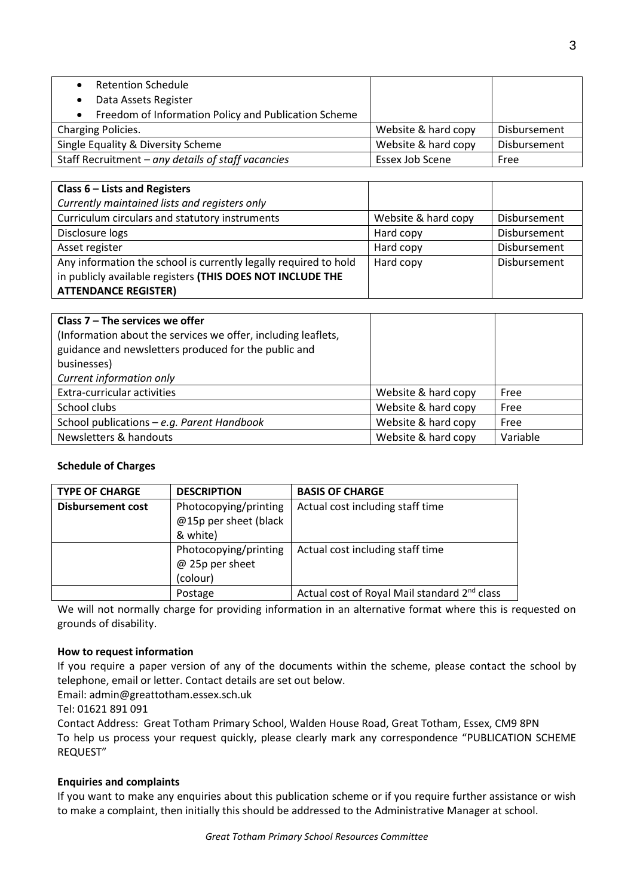| | | |
|---|---|---|
| • Retention Schedule<br>• Data Assets Register<br>• Freedom of Information Policy and Publication Scheme | | |
| Charging Policies. | Website & hard copy | Disbursement |
| Single Equality & Diversity Scheme | Website & hard copy | Disbursement |
| Staff Recruitment – *any details of staff vacancies* | Essex Job Scene | Free |

| **Class 6 – Lists and Registers**<br>*Currently maintained lists and registers only* | | |
|---|---|---|
| Curriculum circulars and statutory instruments | Website & hard copy | Disbursement |
| Disclosure logs | Hard copy | Disbursement |
| Asset register | Hard copy | Disbursement |
| Any information the school is currently legally required to hold in publicly available registers **(THIS DOES NOT INCLUDE THE ATTENDANCE REGISTER)** | Hard copy | Disbursement |

| **Class 7 – The services we offer**<br>(Information about the services we offer, including leaflets, guidance and newsletters produced for the public and businesses)<br>*Current information only* | | |
|---|---|---|
| Extra-curricular activities | Website & hard copy | Free |
| School clubs | Website & hard copy | Free |
| School publications – *e.g. Parent Handbook* | Website & hard copy | Free |
| Newsletters & handouts | Website & hard copy | Variable |

**Schedule of Charges**

| TYPE OF CHARGE | DESCRIPTION | BASIS OF CHARGE |
|---|---|---|
| **Disbursement cost** | Photocopying/printing @15p per sheet (black & white) | Actual cost including staff time |
| | Photocopying/printing @ 25p per sheet (colour) | Actual cost including staff time |
| | Postage | Actual cost of Royal Mail standard 2nd class |

We will not normally charge for providing information in an alternative format where this is requested on grounds of disability.

**How to request information**

If you require a paper version of any of the documents within the scheme, please contact the school by telephone, email or letter. Contact details are set out below.

Email: admin@greattotham.essex.sch.uk

Tel: 01621 891 091

Contact Address: Great Totham Primary School, Walden House Road, Great Totham, Essex, CM9 8PN

To help us process your request quickly, please clearly mark any correspondence "PUBLICATION SCHEME REQUEST"

**Enquiries and complaints**

If you want to make any enquiries about this publication scheme or if you require further assistance or wish to make a complaint, then initially this should be addressed to the Administrative Manager at school.